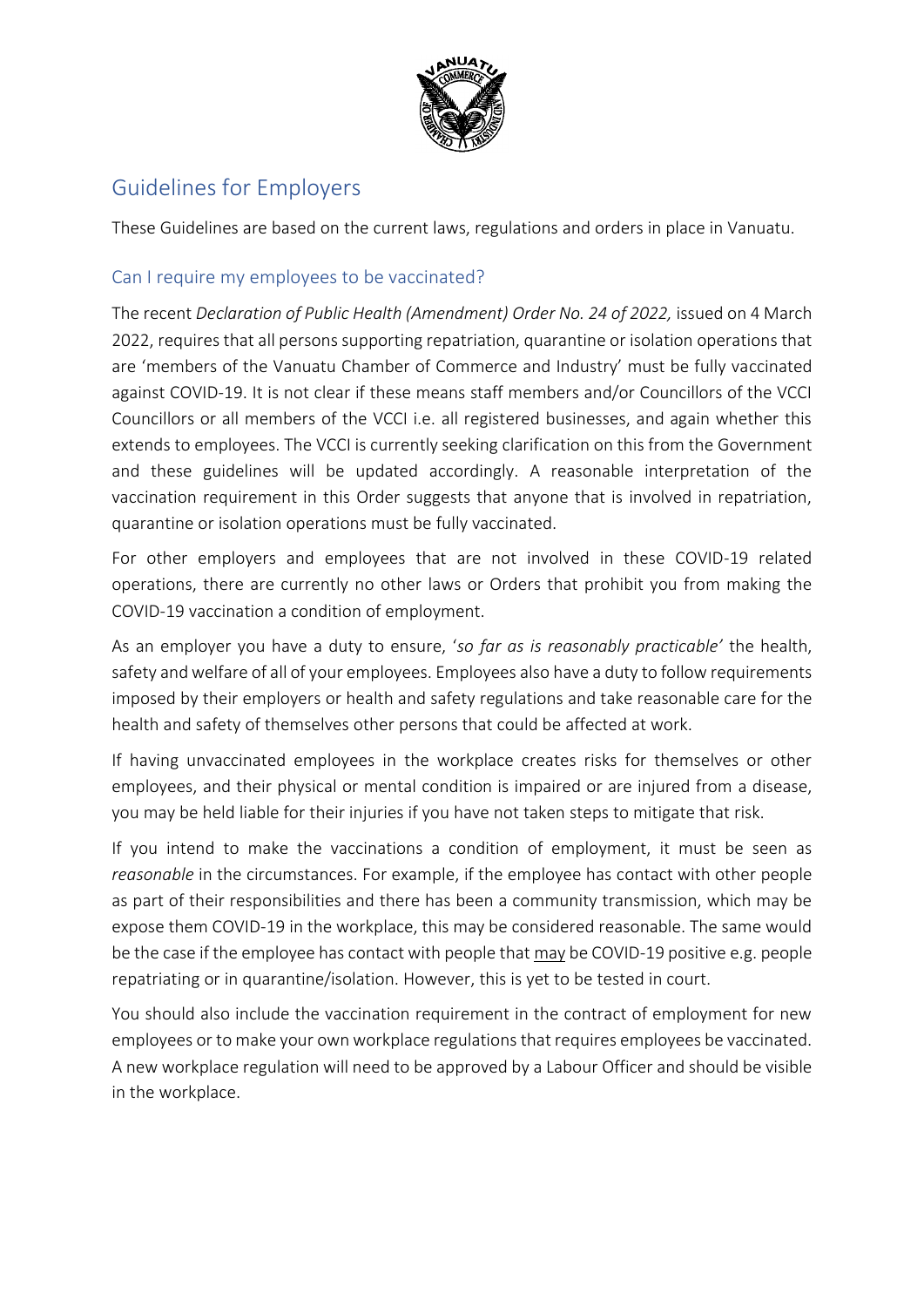# Guidelines for Employers

These Guidelines are based on the current laws, regulations and orders in place in Vanuatu.

## Can I require my employees to be vaccinated?

The recent *Declaration of Public Health (Amendment) Order No. 24 of 2022,* issued on 4 March 2022, requires that all persons supporting repatriation, quarantine or isolation operations that are 'members of the Vanuatu Chamber of Commerce and Industry' must be fully vaccinated against COVID-19. It is not clear if these means staff members and/or Councillors of the VCCI Councillors or all members of the VCCI i.e. all registered businesses, and again whether this extends to employees. The VCCI is currently seeking clarification on this from the Government and these guidelines will be updated accordingly. A reasonable interpretation of the vaccination requirement in this Order suggests that anyone that is involved in repatriation, quarantine or isolation operations must be fully vaccinated.

For other employers and employees that are not involved in these COVID-19 related operations, there are currently no other laws or Orders that prohibit you from making the COVID-19 vaccination a condition of employment.

As an employer you have a duty to ensure, '*so far as is reasonably practicable'* the health, safety and welfare of all of your employees. Employees also have a duty to follow requirements imposed by their employers or health and safety regulations and take reasonable care for the health and safety of themselves other persons that could be affected at work.

If having unvaccinated employees in the workplace creates risks for themselves or other employees, and their physical or mental condition is impaired or are injured from a disease, you may be held liable for their injuries if you have not taken steps to mitigate that risk.

If you intend to make the vaccinations a condition of employment, it must be seen as *reasonable* in the circumstances. For example, if the employee has contact with other people as part of their responsibilities and there has been a community transmission, which may be expose them COVID-19 in the workplace, this may be considered reasonable. The same would be the case if the employee has contact with people that may be COVID-19 positive e.g. people repatriating or in quarantine/isolation. However, this is yet to be tested in court.

You should also include the vaccination requirement in the contract of employment for new employees or to make your own workplace regulations that requires employees be vaccinated. A new workplace regulation will need to be approved by a Labour Officer and should be visible in the workplace.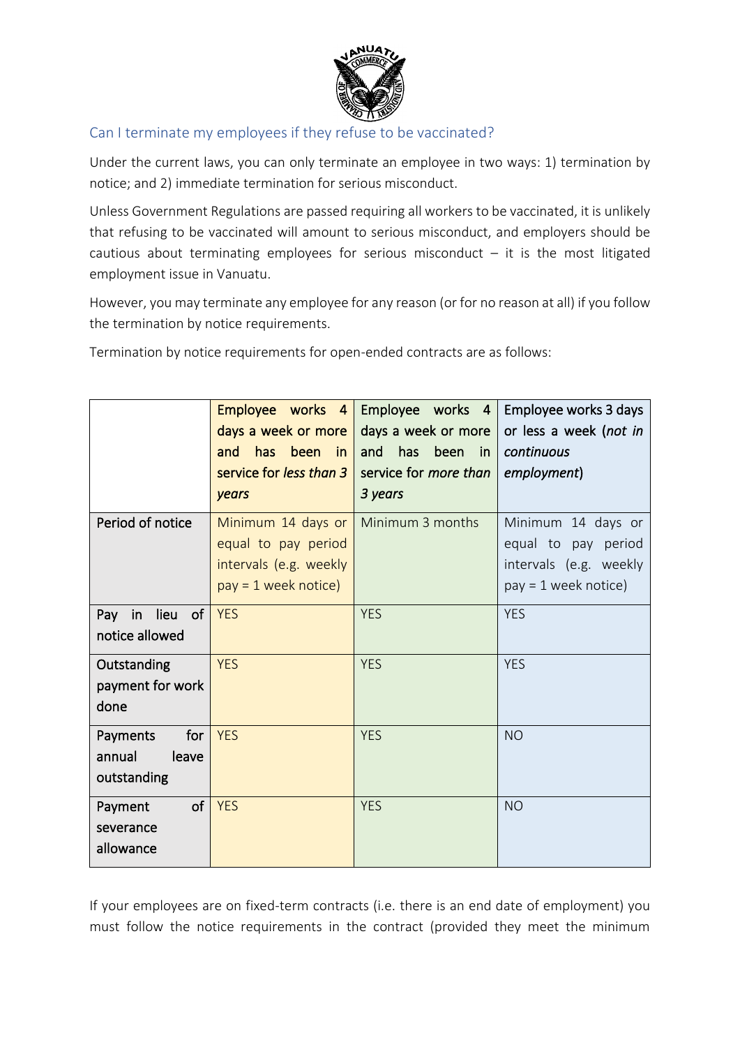## Can I terminate my employees if they refuse to be vaccinated?

Under the current laws, you can only terminate an employee in two ways: 1) termination by notice; and 2) immediate termination for serious misconduct.

Unless Government Regulations are passed requiring all workers to be vaccinated, it is unlikely that refusing to be vaccinated will amount to serious misconduct, and employers should be cautious about terminating employees for serious misconduct – it is the most litigated employment issue in Vanuatu.

However, you may terminate any employee for any reason (or for no reason at all) if you follow the termination by notice requirements.

Termination by notice requirements for open-ended contracts are as follows:

| | Employee works 4 days a week or more and has been in service for *less than 3 years* | Employee works 4 days a week or more and has been in service for *more than 3 years* | Employee works 3 days or less a week (*not in continuous employment*) |
|---|---|---|---|
| Period of notice | Minimum 14 days or equal to pay period intervals (e.g. weekly pay = 1 week notice) | Minimum 3 months | Minimum 14 days or equal to pay period intervals (e.g. weekly pay = 1 week notice) |
| Pay in lieu of notice allowed | YES | YES | YES |
| Outstanding payment for work done | YES | YES | YES |
| Payments for annual leave outstanding | YES | YES | NO |
| Payment of severance allowance | YES | YES | NO |

If your employees are on fixed-term contracts (i.e. there is an end date of employment) you must follow the notice requirements in the contract (provided they meet the minimum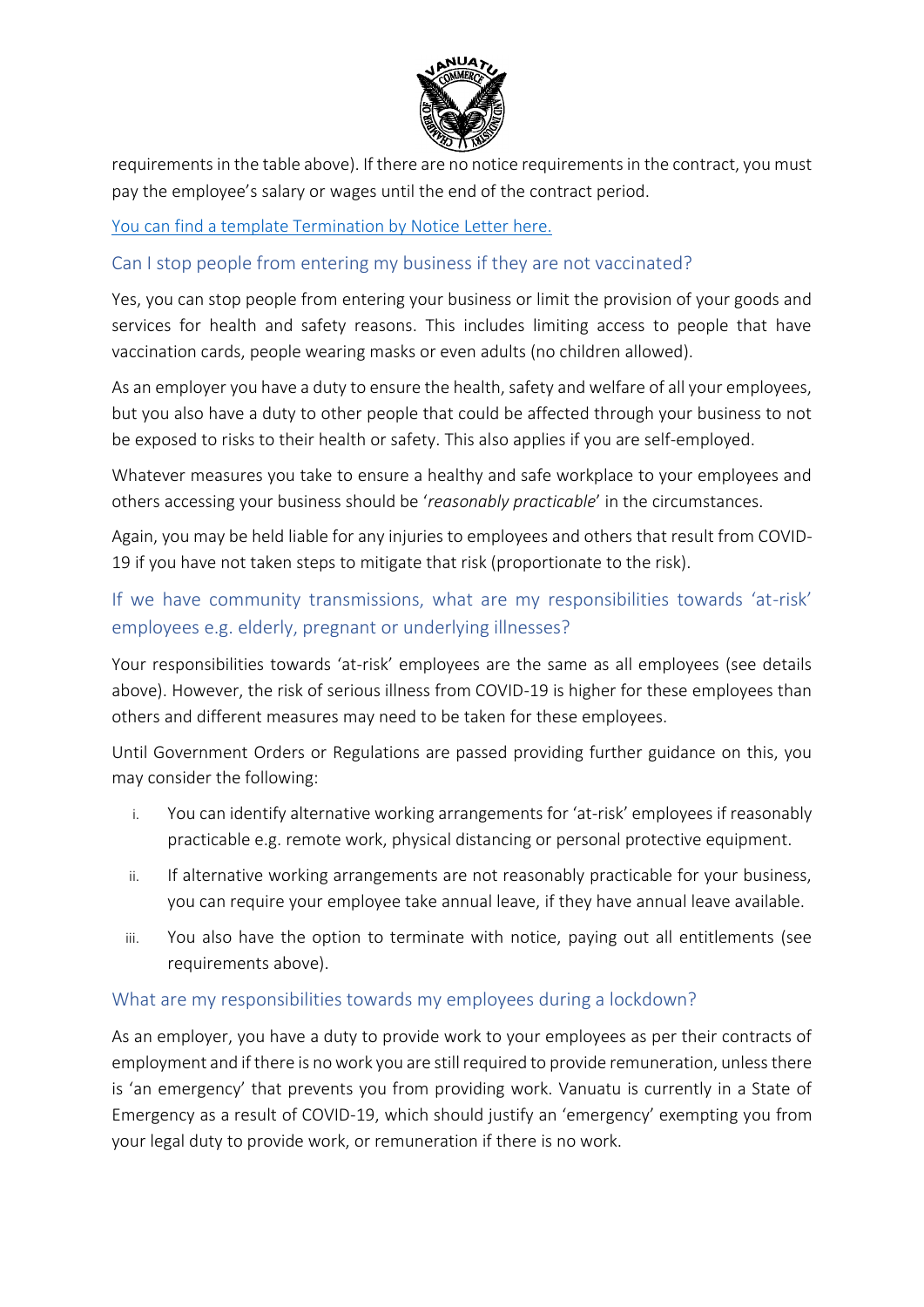requirements in the table above). If there are no notice requirements in the contract, you must pay the employee's salary or wages until the end of the contract period.

[You can find a template Termination by Notice Letter here.]

## Can I stop people from entering my business if they are not vaccinated?

Yes, you can stop people from entering your business or limit the provision of your goods and services for health and safety reasons. This includes limiting access to people that have vaccination cards, people wearing masks or even adults (no children allowed).

As an employer you have a duty to ensure the health, safety and welfare of all your employees, but you also have a duty to other people that could be affected through your business to not be exposed to risks to their health or safety. This also applies if you are self-employed.

Whatever measures you take to ensure a healthy and safe workplace to your employees and others accessing your business should be '*reasonably practicable*' in the circumstances.

Again, you may be held liable for any injuries to employees and others that result from COVID-19 if you have not taken steps to mitigate that risk (proportionate to the risk).

## If we have community transmissions, what are my responsibilities towards 'at-risk' employees e.g. elderly, pregnant or underlying illnesses?

Your responsibilities towards 'at-risk' employees are the same as all employees (see details above). However, the risk of serious illness from COVID-19 is higher for these employees than others and different measures may need to be taken for these employees.

Until Government Orders or Regulations are passed providing further guidance on this, you may consider the following:

i. You can identify alternative working arrangements for 'at-risk' employees if reasonably practicable e.g. remote work, physical distancing or personal protective equipment.

ii. If alternative working arrangements are not reasonably practicable for your business, you can require your employee take annual leave, if they have annual leave available.

iii. You also have the option to terminate with notice, paying out all entitlements (see requirements above).

## What are my responsibilities towards my employees during a lockdown?

As an employer, you have a duty to provide work to your employees as per their contracts of employment and if there is no work you are still required to provide remuneration, unless there is 'an emergency' that prevents you from providing work. Vanuatu is currently in a State of Emergency as a result of COVID-19, which should justify an 'emergency' exempting you from your legal duty to provide work, or remuneration if there is no work.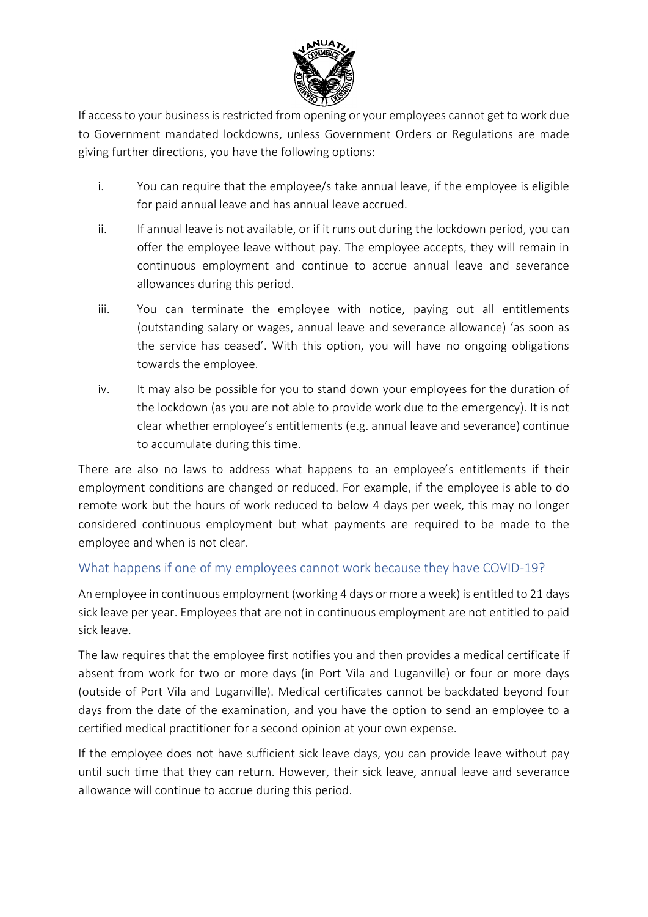If access to your business is restricted from opening or your employees cannot get to work due to Government mandated lockdowns, unless Government Orders or Regulations are made giving further directions, you have the following options:

i. You can require that the employee/s take annual leave, if the employee is eligible for paid annual leave and has annual leave accrued.

ii. If annual leave is not available, or if it runs out during the lockdown period, you can offer the employee leave without pay. The employee accepts, they will remain in continuous employment and continue to accrue annual leave and severance allowances during this period.

iii. You can terminate the employee with notice, paying out all entitlements (outstanding salary or wages, annual leave and severance allowance) 'as soon as the service has ceased'. With this option, you will have no ongoing obligations towards the employee.

iv. It may also be possible for you to stand down your employees for the duration of the lockdown (as you are not able to provide work due to the emergency). It is not clear whether employee's entitlements (e.g. annual leave and severance) continue to accumulate during this time.

There are also no laws to address what happens to an employee's entitlements if their employment conditions are changed or reduced. For example, if the employee is able to do remote work but the hours of work reduced to below 4 days per week, this may no longer considered continuous employment but what payments are required to be made to the employee and when is not clear.

## What happens if one of my employees cannot work because they have COVID-19?

An employee in continuous employment (working 4 days or more a week) is entitled to 21 days sick leave per year. Employees that are not in continuous employment are not entitled to paid sick leave.

The law requires that the employee first notifies you and then provides a medical certificate if absent from work for two or more days (in Port Vila and Luganville) or four or more days (outside of Port Vila and Luganville). Medical certificates cannot be backdated beyond four days from the date of the examination, and you have the option to send an employee to a certified medical practitioner for a second opinion at your own expense.

If the employee does not have sufficient sick leave days, you can provide leave without pay until such time that they can return. However, their sick leave, annual leave and severance allowance will continue to accrue during this period.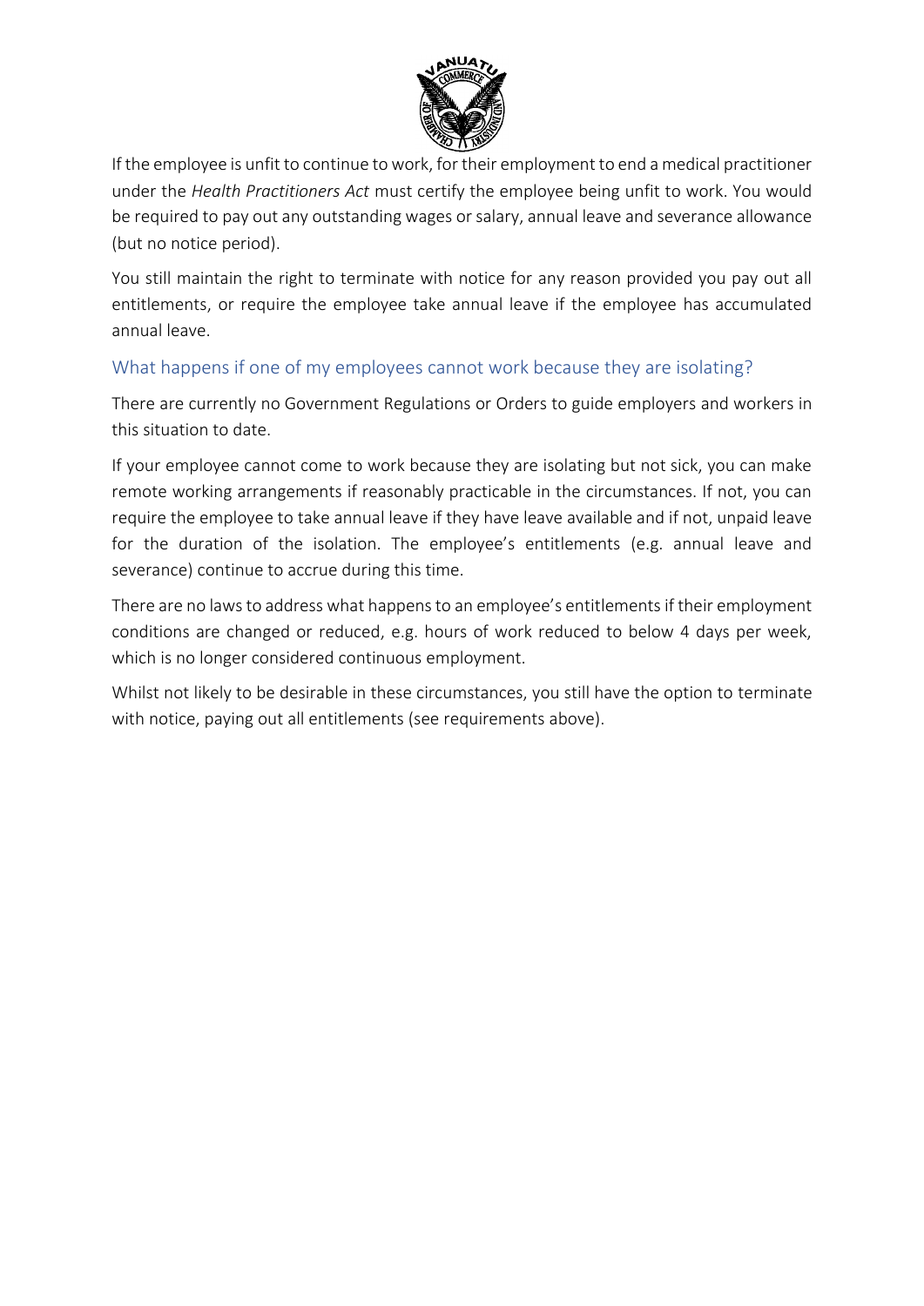If the employee is unfit to continue to work, for their employment to end a medical practitioner under the *Health Practitioners Act* must certify the employee being unfit to work. You would be required to pay out any outstanding wages or salary, annual leave and severance allowance (but no notice period).

You still maintain the right to terminate with notice for any reason provided you pay out all entitlements, or require the employee take annual leave if the employee has accumulated annual leave.

## What happens if one of my employees cannot work because they are isolating?

There are currently no Government Regulations or Orders to guide employers and workers in this situation to date.

If your employee cannot come to work because they are isolating but not sick, you can make remote working arrangements if reasonably practicable in the circumstances. If not, you can require the employee to take annual leave if they have leave available and if not, unpaid leave for the duration of the isolation. The employee's entitlements (e.g. annual leave and severance) continue to accrue during this time.

There are no laws to address what happens to an employee's entitlements if their employment conditions are changed or reduced, e.g. hours of work reduced to below 4 days per week, which is no longer considered continuous employment.

Whilst not likely to be desirable in these circumstances, you still have the option to terminate with notice, paying out all entitlements (see requirements above).